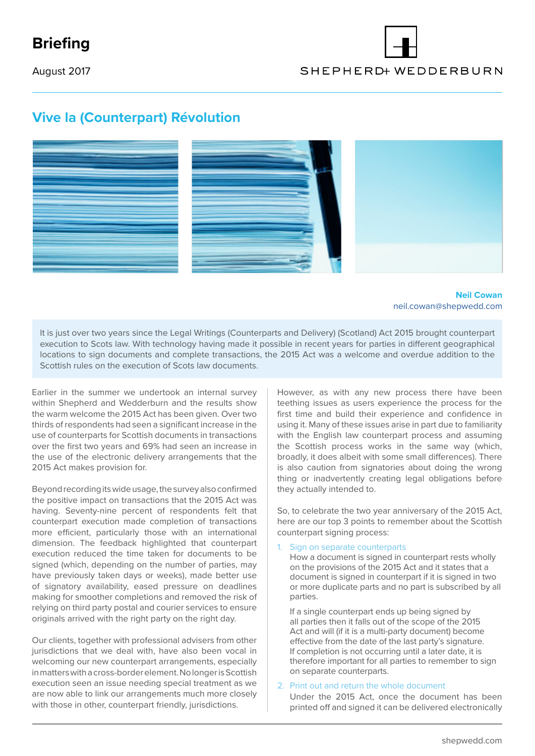# Briefing

August 2017

SHEPHERD+ WEDDERBURN

## Vive la (Counterpart) Révolution

**Neil Cowan**
neil.cowan@shepwedd.com

It is just over two years since the Legal Writings (Counterparts and Delivery) (Scotland) Act 2015 brought counterpart execution to Scots law. With technology having made it possible in recent years for parties in different geographical locations to sign documents and complete transactions, the 2015 Act was a welcome and overdue addition to the Scottish rules on the execution of Scots law documents.

Earlier in the summer we undertook an internal survey within Shepherd and Wedderburn and the results show the warm welcome the 2015 Act has been given. Over two thirds of respondents had seen a significant increase in the use of counterparts for Scottish documents in transactions over the first two years and 69% had seen an increase in the use of the electronic delivery arrangements that the 2015 Act makes provision for.

Beyond recording its wide usage, the survey also confirmed the positive impact on transactions that the 2015 Act was having. Seventy-nine percent of respondents felt that counterpart execution made completion of transactions more efficient, particularly those with an international dimension. The feedback highlighted that counterpart execution reduced the time taken for documents to be signed (which, depending on the number of parties, may have previously taken days or weeks), made better use of signatory availability, eased pressure on deadlines making for smoother completions and removed the risk of relying on third party postal and courier services to ensure originals arrived with the right party on the right day.

Our clients, together with professional advisers from other jurisdictions that we deal with, have also been vocal in welcoming our new counterpart arrangements, especially in matters with a cross-border element. No longer is Scottish execution seen an issue needing special treatment as we are now able to link our arrangements much more closely with those in other, counterpart friendly, jurisdictions.

However, as with any new process there have been teething issues as users experience the process for the first time and build their experience and confidence in using it. Many of these issues arise in part due to familiarity with the English law counterpart process and assuming the Scottish process works in the same way (which, broadly, it does albeit with some small differences). There is also caution from signatories about doing the wrong thing or inadvertently creating legal obligations before they actually intended to.

So, to celebrate the two year anniversary of the 2015 Act, here are our top 3 points to remember about the Scottish counterpart signing process:

1. Sign on separate counterparts

   How a document is signed in counterpart rests wholly on the provisions of the 2015 Act and it states that a document is signed in counterpart if it is signed in two or more duplicate parts and no part is subscribed by all parties.

   If a single counterpart ends up being signed by all parties then it falls out of the scope of the 2015 Act and will (if it is a multi-party document) become effective from the date of the last party's signature. If completion is not occurring until a later date, it is therefore important for all parties to remember to sign on separate counterparts.

2. Print out and return the whole document

   Under the 2015 Act, once the document has been printed off and signed it can be delivered electronically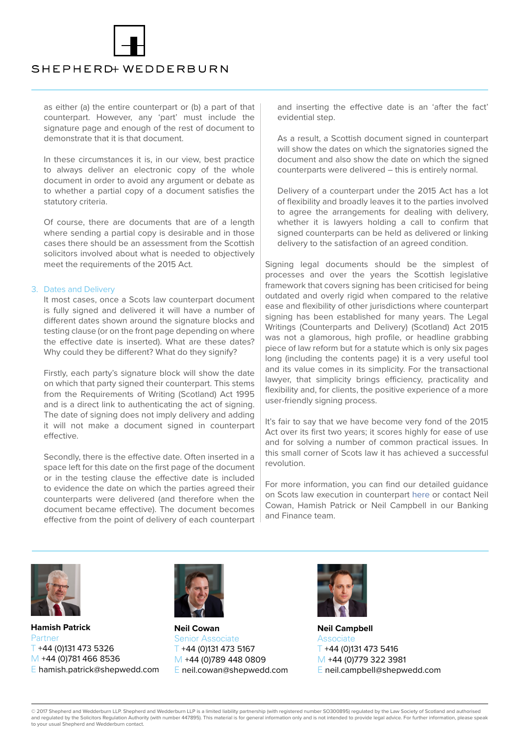as either (a) the entire counterpart or (b) a part of that counterpart. However, any 'part' must include the signature page and enough of the rest of document to demonstrate that it is that document.

In these circumstances it is, in our view, best practice to always deliver an electronic copy of the whole document in order to avoid any argument or debate as to whether a partial copy of a document satisfies the statutory criteria.

Of course, there are documents that are of a length where sending a partial copy is desirable and in those cases there should be an assessment from the Scottish solicitors involved about what is needed to objectively meet the requirements of the 2015 Act.

3. Dates and Delivery

It most cases, once a Scots law counterpart document is fully signed and delivered it will have a number of different dates shown around the signature blocks and testing clause (or on the front page depending on where the effective date is inserted). What are these dates? Why could they be different? What do they signify?

Firstly, each party's signature block will show the date on which that party signed their counterpart. This stems from the Requirements of Writing (Scotland) Act 1995 and is a direct link to authenticating the act of signing. The date of signing does not imply delivery and adding it will not make a document signed in counterpart effective.

Secondly, there is the effective date. Often inserted in a space left for this date on the first page of the document or in the testing clause the effective date is included to evidence the date on which the parties agreed their counterparts were delivered (and therefore when the document became effective). The document becomes effective from the point of delivery of each counterpart and inserting the effective date is an 'after the fact' evidential step.

As a result, a Scottish document signed in counterpart will show the dates on which the signatories signed the document and also show the date on which the signed counterparts were delivered – this is entirely normal.

Delivery of a counterpart under the 2015 Act has a lot of flexibility and broadly leaves it to the parties involved to agree the arrangements for dealing with delivery, whether it is lawyers holding a call to confirm that signed counterparts can be held as delivered or linking delivery to the satisfaction of an agreed condition.

Signing legal documents should be the simplest of processes and over the years the Scottish legislative framework that covers signing has been criticised for being outdated and overly rigid when compared to the relative ease and flexibility of other jurisdictions where counterpart signing has been established for many years. The Legal Writings (Counterparts and Delivery) (Scotland) Act 2015 was not a glamorous, high profile, or headline grabbing piece of law reform but for a statute which is only six pages long (including the contents page) it is a very useful tool and its value comes in its simplicity. For the transactional lawyer, that simplicity brings efficiency, practicality and flexibility and, for clients, the positive experience of a more user-friendly signing process.

It's fair to say that we have become very fond of the 2015 Act over its first two years; it scores highly for ease of use and for solving a number of common practical issues. In this small corner of Scots law it has achieved a successful revolution.

For more information, you can find our detailed guidance on Scots law execution in counterpart here or contact Neil Cowan, Hamish Patrick or Neil Campbell in our Banking and Finance team.

**Hamish Patrick**
Partner
T +44 (0)131 473 5326
M +44 (0)781 466 8536
E hamish.patrick@shepwedd.com

**Neil Cowan**
Senior Associate
T +44 (0)131 473 5167
M +44 (0)789 448 0809
E neil.cowan@shepwedd.com

**Neil Campbell**
Associate
T +44 (0)131 473 5416
M +44 (0)779 322 3981
E neil.campbell@shepwedd.com

© 2017 Shepherd and Wedderburn LLP. Shepherd and Wedderburn LLP is a limited liability partnership (with registered number SO300895) regulated by the Law Society of Scotland and authorised and regulated by the Solicitors Regulation Authority (with number 447895). This material is for general information only and is not intended to provide legal advice. For further information, please speak to your usual Shepherd and Wedderburn contact.